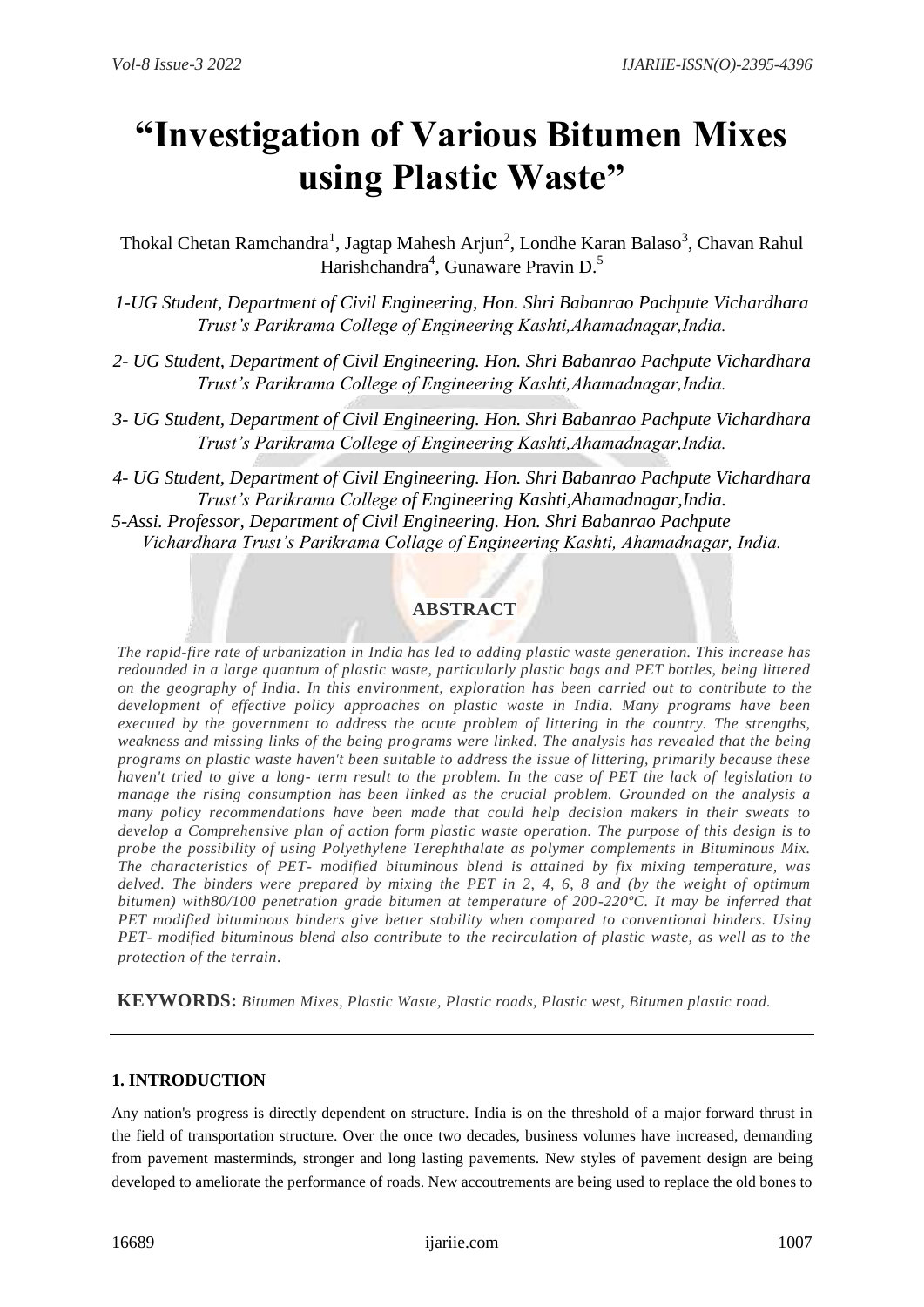# "Investigation of Various Bitumen Mixes using Plastic Waste"

Thokal Chetan Ramchandra[1], Jagtap Mahesh Arjun[2], Londhe Karan Balaso[3], Chavan Rahul Harishchandra[4], Gunaware Pravin D.[5]

*1-UG Student, Department of Civil Engineering, Hon. Shri Babanrao Pachpute Vichardhara Trust's Parikrama College of Engineering Kashti,Ahamadnagar,India.*

*2- UG Student, Department of Civil Engineering. Hon. Shri Babanrao Pachpute Vichardhara Trust's Parikrama College of Engineering Kashti,Ahamadnagar,India.*

*3- UG Student, Department of Civil Engineering. Hon. Shri Babanrao Pachpute Vichardhara Trust's Parikrama College of Engineering Kashti,Ahamadnagar,India.*

*4- UG Student, Department of Civil Engineering. Hon. Shri Babanrao Pachpute Vichardhara Trust's Parikrama College of Engineering Kashti,Ahamadnagar,India.*

*5-Assi. Professor, Department of Civil Engineering. Hon. Shri Babanrao Pachpute Vichardhara Trust's Parikrama Collage of Engineering Kashti, Ahamadnagar, India.*

## ABSTRACT

*The rapid-fire rate of urbanization in India has led to adding plastic waste generation. This increase has redounded in a large quantum of plastic waste, particularly plastic bags and PET bottles, being littered on the geography of India. In this environment, exploration has been carried out to contribute to the development of effective policy approaches on plastic waste in India. Many programs have been executed by the government to address the acute problem of littering in the country. The strengths, weakness and missing links of the being programs were linked. The analysis has revealed that the being programs on plastic waste haven't been suitable to address the issue of littering, primarily because these haven't tried to give a long- term result to the problem. In the case of PET the lack of legislation to manage the rising consumption has been linked as the crucial problem. Grounded on the analysis a many policy recommendations have been made that could help decision makers in their sweats to develop a Comprehensive plan of action form plastic waste operation. The purpose of this design is to probe the possibility of using Polyethylene Terephthalate as polymer complements in Bituminous Mix. The characteristics of PET- modified bituminous blend is attained by fix mixing temperature, was delved. The binders were prepared by mixing the PET in 2, 4, 6, 8 and (by the weight of optimum bitumen) with80/100 penetration grade bitumen at temperature of 200-220ºC. It may be inferred that PET modified bituminous binders give better stability when compared to conventional binders. Using PET- modified bituminous blend also contribute to the recirculation of plastic waste, as well as to the protection of the terrain.*

**KEYWORDS:** *Bitumen Mixes, Plastic Waste, Plastic roads, Plastic west, Bitumen plastic road.*

---

## 1. INTRODUCTION

Any nation's progress is directly dependent on structure. India is on the threshold of a major forward thrust in the field of transportation structure. Over the once two decades, business volumes have increased, demanding from pavement masterminds, stronger and long lasting pavements. New styles of pavement design are being developed to ameliorate the performance of roads. New accoutrements are being used to replace the old bones to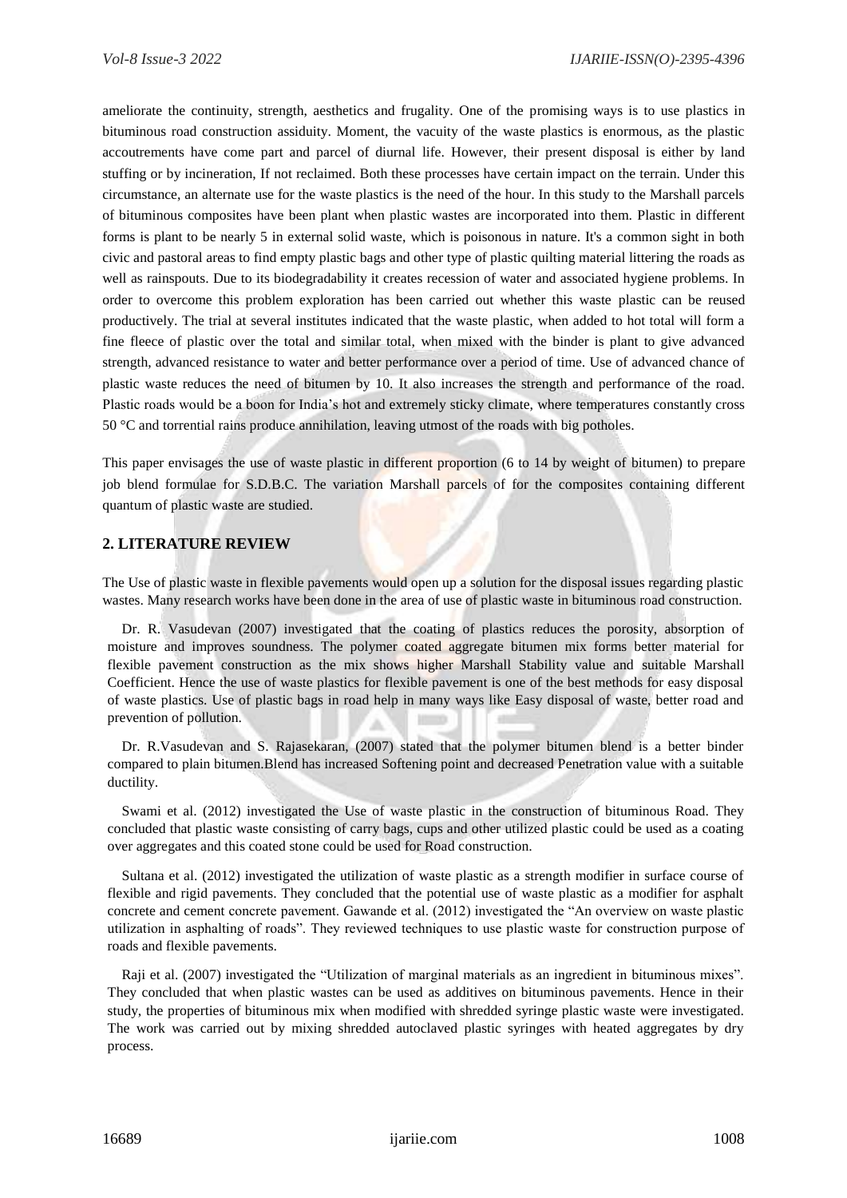ameliorate the continuity, strength, aesthetics and frugality. One of the promising ways is to use plastics in bituminous road construction assiduity. Moment, the vacuity of the waste plastics is enormous, as the plastic accoutrements have come part and parcel of diurnal life. However, their present disposal is either by land stuffing or by incineration, If not reclaimed. Both these processes have certain impact on the terrain. Under this circumstance, an alternate use for the waste plastics is the need of the hour. In this study to the Marshall parcels of bituminous composites have been plant when plastic wastes are incorporated into them. Plastic in different forms is plant to be nearly 5 in external solid waste, which is poisonous in nature. It's a common sight in both civic and pastoral areas to find empty plastic bags and other type of plastic quilting material littering the roads as well as rainspouts. Due to its biodegradability it creates recession of water and associated hygiene problems. In order to overcome this problem exploration has been carried out whether this waste plastic can be reused productively. The trial at several institutes indicated that the waste plastic, when added to hot total will form a fine fleece of plastic over the total and similar total, when mixed with the binder is plant to give advanced strength, advanced resistance to water and better performance over a period of time. Use of advanced chance of plastic waste reduces the need of bitumen by 10. It also increases the strength and performance of the road. Plastic roads would be a boon for India's hot and extremely sticky climate, where temperatures constantly cross 50 °C and torrential rains produce annihilation, leaving utmost of the roads with big potholes.

This paper envisages the use of waste plastic in different proportion (6 to 14 by weight of bitumen) to prepare job blend formulae for S.D.B.C. The variation Marshall parcels of for the composites containing different quantum of plastic waste are studied.

## 2. LITERATURE REVIEW

The Use of plastic waste in flexible pavements would open up a solution for the disposal issues regarding plastic wastes. Many research works have been done in the area of use of plastic waste in bituminous road construction.

Dr. R. Vasudevan (2007) investigated that the coating of plastics reduces the porosity, absorption of moisture and improves soundness. The polymer coated aggregate bitumen mix forms better material for flexible pavement construction as the mix shows higher Marshall Stability value and suitable Marshall Coefficient. Hence the use of waste plastics for flexible pavement is one of the best methods for easy disposal of waste plastics. Use of plastic bags in road help in many ways like Easy disposal of waste, better road and prevention of pollution.

Dr. R.Vasudevan and S. Rajasekaran, (2007) stated that the polymer bitumen blend is a better binder compared to plain bitumen.Blend has increased Softening point and decreased Penetration value with a suitable ductility.

Swami et al. (2012) investigated the Use of waste plastic in the construction of bituminous Road. They concluded that plastic waste consisting of carry bags, cups and other utilized plastic could be used as a coating over aggregates and this coated stone could be used for Road construction.

Sultana et al. (2012) investigated the utilization of waste plastic as a strength modifier in surface course of flexible and rigid pavements. They concluded that the potential use of waste plastic as a modifier for asphalt concrete and cement concrete pavement. Gawande et al. (2012) investigated the "An overview on waste plastic utilization in asphalting of roads". They reviewed techniques to use plastic waste for construction purpose of roads and flexible pavements.

Raji et al. (2007) investigated the "Utilization of marginal materials as an ingredient in bituminous mixes". They concluded that when plastic wastes can be used as additives on bituminous pavements. Hence in their study, the properties of bituminous mix when modified with shredded syringe plastic waste were investigated. The work was carried out by mixing shredded autoclaved plastic syringes with heated aggregates by dry process.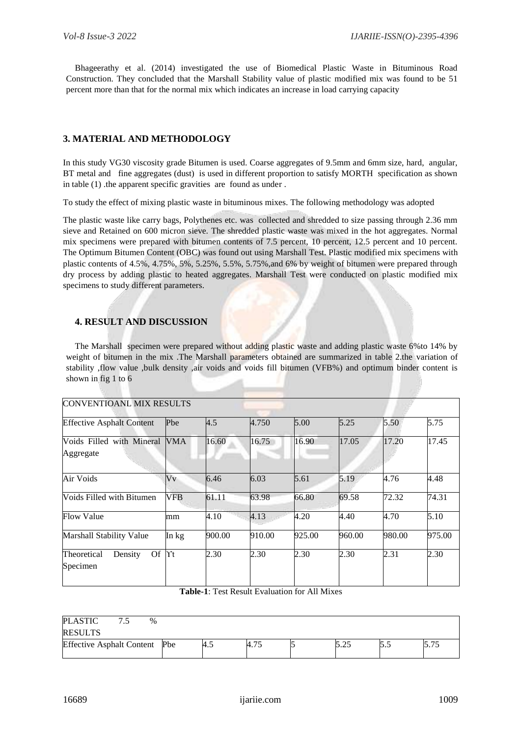Bhageerathy et al. (2014) investigated the use of Biomedical Plastic Waste in Bituminous Road Construction. They concluded that the Marshall Stability value of plastic modified mix was found to be 51 percent more than that for the normal mix which indicates an increase in load carrying capacity

## 3. MATERIAL AND METHODOLOGY

In this study VG30 viscosity grade Bitumen is used. Coarse aggregates of 9.5mm and 6mm size, hard, angular, BT metal and fine aggregates (dust) is used in different proportion to satisfy MORTH specification as shown in table (1) .the apparent specific gravities are found as under .

To study the effect of mixing plastic waste in bituminous mixes. The following methodology was adopted

The plastic waste like carry bags, Polythenes etc. was collected and shredded to size passing through 2.36 mm sieve and Retained on 600 micron sieve. The shredded plastic waste was mixed in the hot aggregates. Normal mix specimens were prepared with bitumen contents of 7.5 percent, 10 percent, 12.5 percent and 10 percent. The Optimum Bitumen Content (OBC) was found out using Marshall Test. Plastic modified mix specimens with plastic contents of 4.5%, 4.75%, 5%, 5.25%, 5.5%, 5.75%,and 6% by weight of bitumen were prepared through dry process by adding plastic to heated aggregates. Marshall Test were conducted on plastic modified mix specimens to study different parameters.

## 4. RESULT AND DISCUSSION

The Marshall specimen were prepared without adding plastic waste and adding plastic waste 6%to 14% by weight of bitumen in the mix .The Marshall parameters obtained are summarized in table 2.the variation of stability ,flow value ,bulk density ,air voids and voids fill bitumen (VFB%) and optimum binder content is shown in fig 1 to 6

| CONVENTIOANL MIX RESULTS | | | | | | | |
|---|---|---|---|---|---|---|---|
| Effective Asphalt Content | Pbe | 4.5 | 4.750 | 5.00 | 5.25 | 5.50 | 5.75 |
| Voids Filled with Mineral Aggregate | VMA | 16.60 | 16.75 | 16.90 | 17.05 | 17.20 | 17.45 |
| Air Voids | Vv | 6.46 | 6.03 | 5.61 | 5.19 | 4.76 | 4.48 |
| Voids Filled with Bitumen | VFB | 61.11 | 63.98 | 66.80 | 69.58 | 72.32 | 74.31 |
| Flow Value | mm | 4.10 | 4.13 | 4.20 | 4.40 | 4.70 | 5.10 |
| Marshall Stability Value | In kg | 900.00 | 910.00 | 925.00 | 960.00 | 980.00 | 975.00 |
| Theoretical Density Of Specimen | Υt | 2.30 | 2.30 | 2.30 | 2.30 | 2.31 | 2.30 |

**Table-1**: Test Result Evaluation for All Mixes

| PLASTIC 7.5 % RESULTS | | | | | | | |
|---|---|---|---|---|---|---|---|
| Effective Asphalt Content | Pbe | 4.5 | 4.75 | 5 | 5.25 | 5.5 | 5.75 |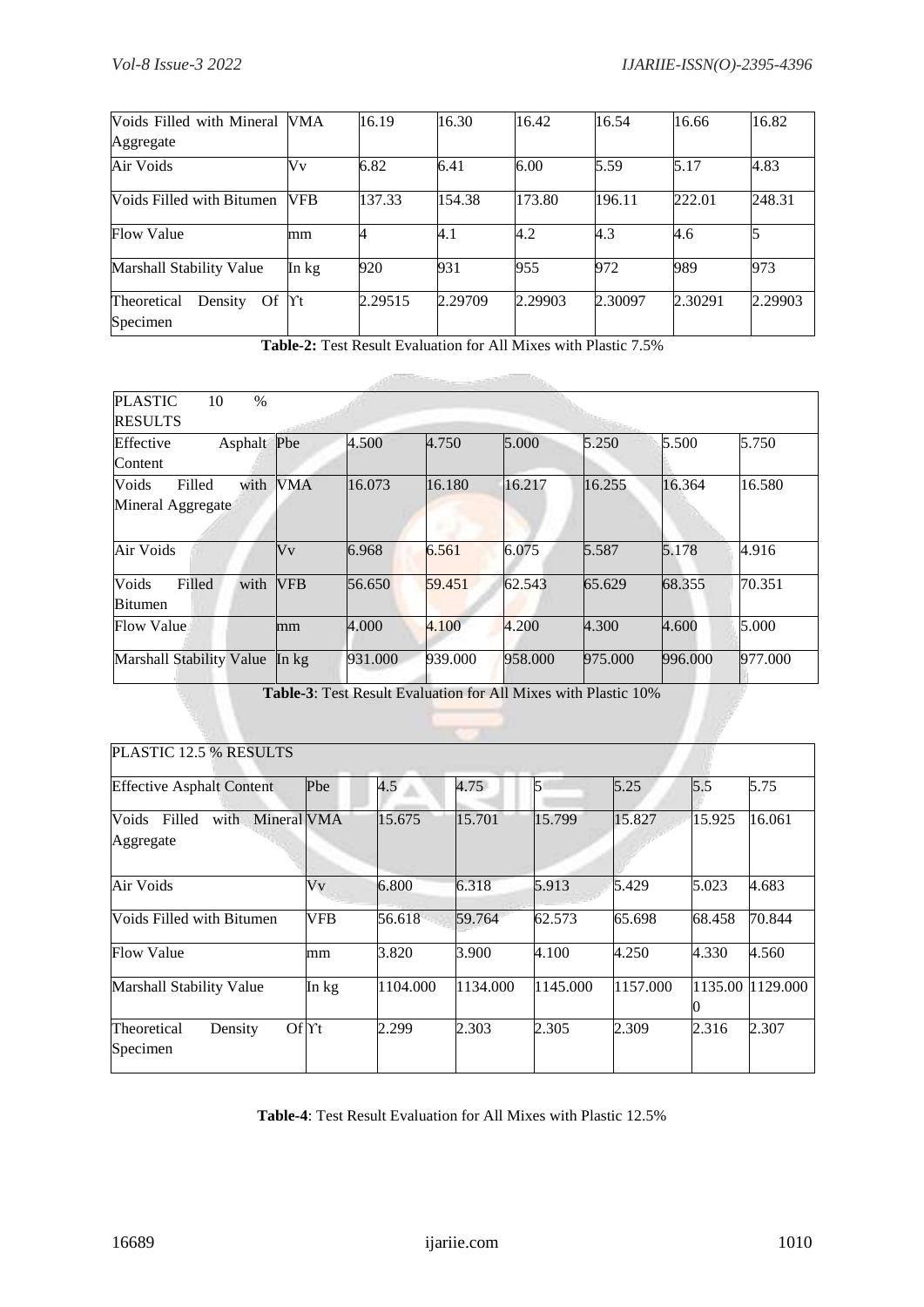| Voids Filled with Mineral Aggregate | VMA | 16.19 | 16.30 | 16.42 | 16.54 | 16.66 | 16.82 |
|---|---|---|---|---|---|---|---|
| Air Voids | Vv | 6.82 | 6.41 | 6.00 | 5.59 | 5.17 | 4.83 |
| Voids Filled with Bitumen | VFB | 137.33 | 154.38 | 173.80 | 196.11 | 222.01 | 248.31 |
| Flow Value | mm | 4 | 4.1 | 4.2 | 4.3 | 4.6 | 5 |
| Marshall Stability Value | In kg | 920 | 931 | 955 | 972 | 989 | 973 |
| Theoretical Density Of Specimen | ϒt | 2.29515 | 2.29709 | 2.29903 | 2.30097 | 2.30291 | 2.29903 |

**Table-2:** Test Result Evaluation for All Mixes with Plastic 7.5%

| PLASTIC 10 % RESULTS | | | | | | | |
|---|---|---|---|---|---|---|---|
| Effective Asphalt Content | Pbe | 4.500 | 4.750 | 5.000 | 5.250 | 5.500 | 5.750 |
| Voids Filled with Mineral Aggregate | VMA | 16.073 | 16.180 | 16.217 | 16.255 | 16.364 | 16.580 |
| Air Voids | Vv | 6.968 | 6.561 | 6.075 | 5.587 | 5.178 | 4.916 |
| Voids Filled with Bitumen | VFB | 56.650 | 59.451 | 62.543 | 65.629 | 68.355 | 70.351 |
| Flow Value | mm | 4.000 | 4.100 | 4.200 | 4.300 | 4.600 | 5.000 |
| Marshall Stability Value | In kg | 931.000 | 939.000 | 958.000 | 975.000 | 996.000 | 977.000 |

**Table-3**: Test Result Evaluation for All Mixes with Plastic 10%

| PLASTIC 12.5 % RESULTS | | | | | | | |
|---|---|---|---|---|---|---|---|
| Effective Asphalt Content | Pbe | 4.5 | 4.75 | 5 | 5.25 | 5.5 | 5.75 |
| Voids Filled with Mineral Aggregate | VMA | 15.675 | 15.701 | 15.799 | 15.827 | 15.925 | 16.061 |
| Air Voids | Vv | 6.800 | 6.318 | 5.913 | 5.429 | 5.023 | 4.683 |
| Voids Filled with Bitumen | VFB | 56.618 | 59.764 | 62.573 | 65.698 | 68.458 | 70.844 |
| Flow Value | mm | 3.820 | 3.900 | 4.100 | 4.250 | 4.330 | 4.560 |
| Marshall Stability Value | In kg | 1104.000 | 1134.000 | 1145.000 | 1157.000 | 1135.000 | 1129.000 |
| Theoretical Density Of Specimen | ϒt | 2.299 | 2.303 | 2.305 | 2.309 | 2.316 | 2.307 |

**Table-4**: Test Result Evaluation for All Mixes with Plastic 12.5%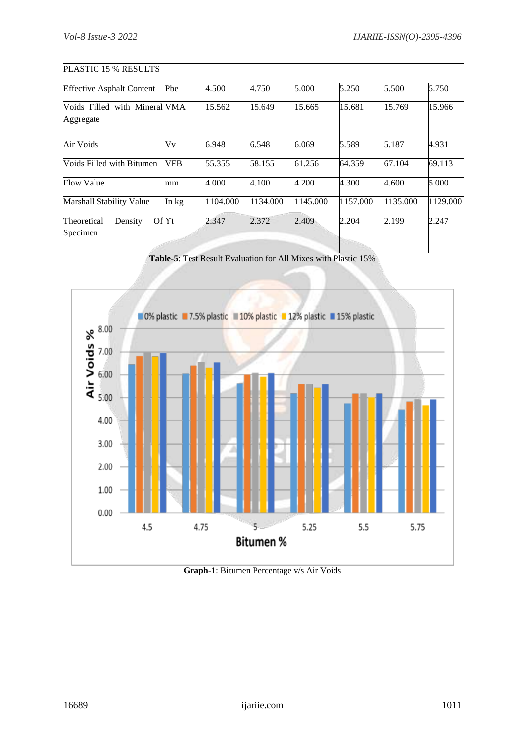| PLASTIC 15 % RESULTS | | | | | | | |
|---|---|---|---|---|---|---|---|
| Effective Asphalt Content | Pbe | 4.500 | 4.750 | 5.000 | 5.250 | 5.500 | 5.750 |
| Voids Filled with Mineral Aggregate | VMA | 15.562 | 15.649 | 15.665 | 15.681 | 15.769 | 15.966 |
| Air Voids | Vv | 6.948 | 6.548 | 6.069 | 5.589 | 5.187 | 4.931 |
| Voids Filled with Bitumen | VFB | 55.355 | 58.155 | 61.256 | 64.359 | 67.104 | 69.113 |
| Flow Value | mm | 4.000 | 4.100 | 4.200 | 4.300 | 4.600 | 5.000 |
| Marshall Stability Value | In kg | 1104.000 | 1134.000 | 1145.000 | 1157.000 | 1135.000 | 1129.000 |
| Theoretical Density Of Specimen | Ƴt | 2.347 | 2.372 | 2.409 | 2.204 | 2.199 | 2.247 |

**Table-5**: Test Result Evaluation for All Mixes with Plastic 15%

**Graph-1**: Bitumen Percentage v/s Air Voids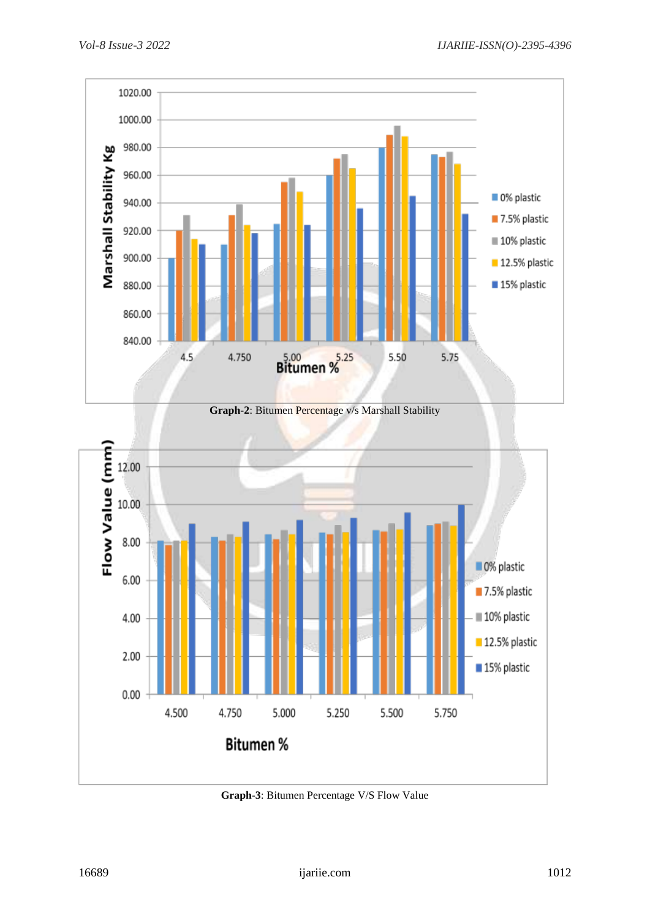Graph-2: Bitumen Percentage v/s Marshall Stability

Graph-3: Bitumen Percentage V/S Flow Value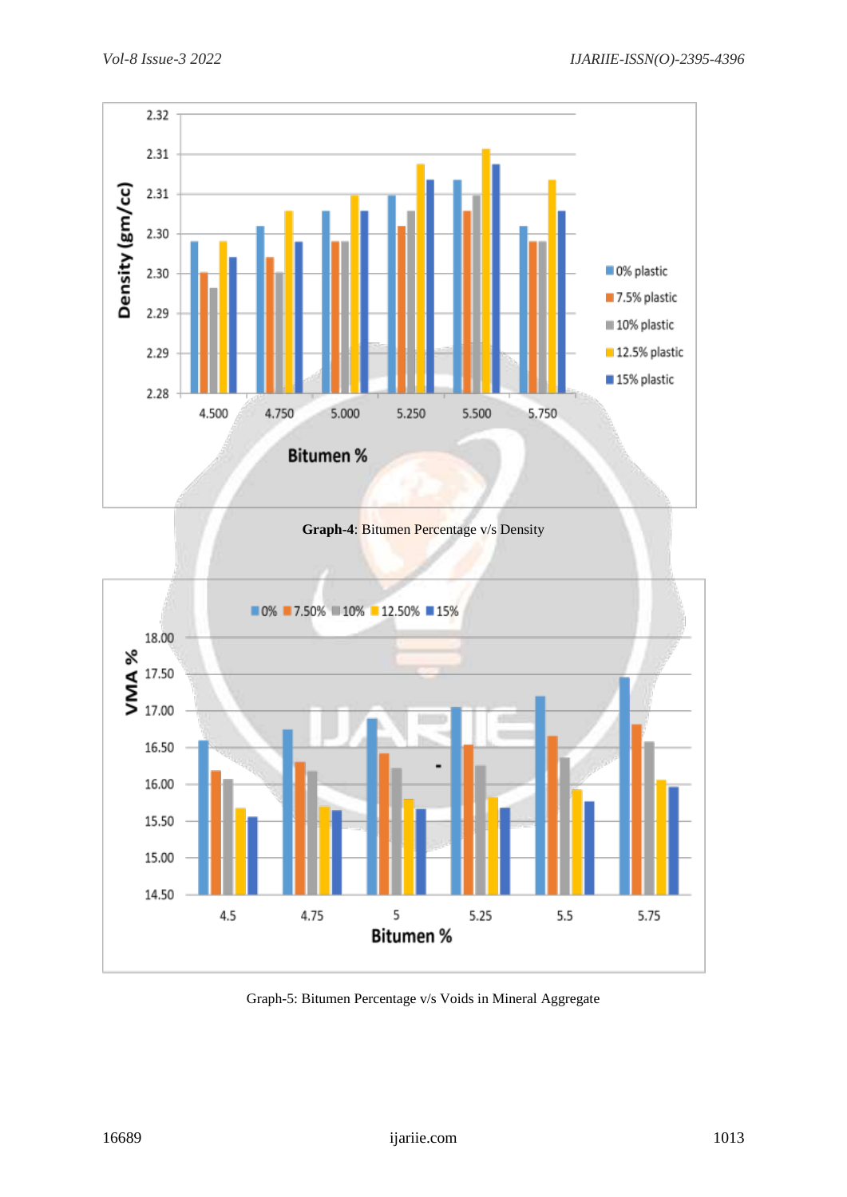Graph-4: Bitumen Percentage v/s Density

Graph-5: Bitumen Percentage v/s Voids in Mineral Aggregate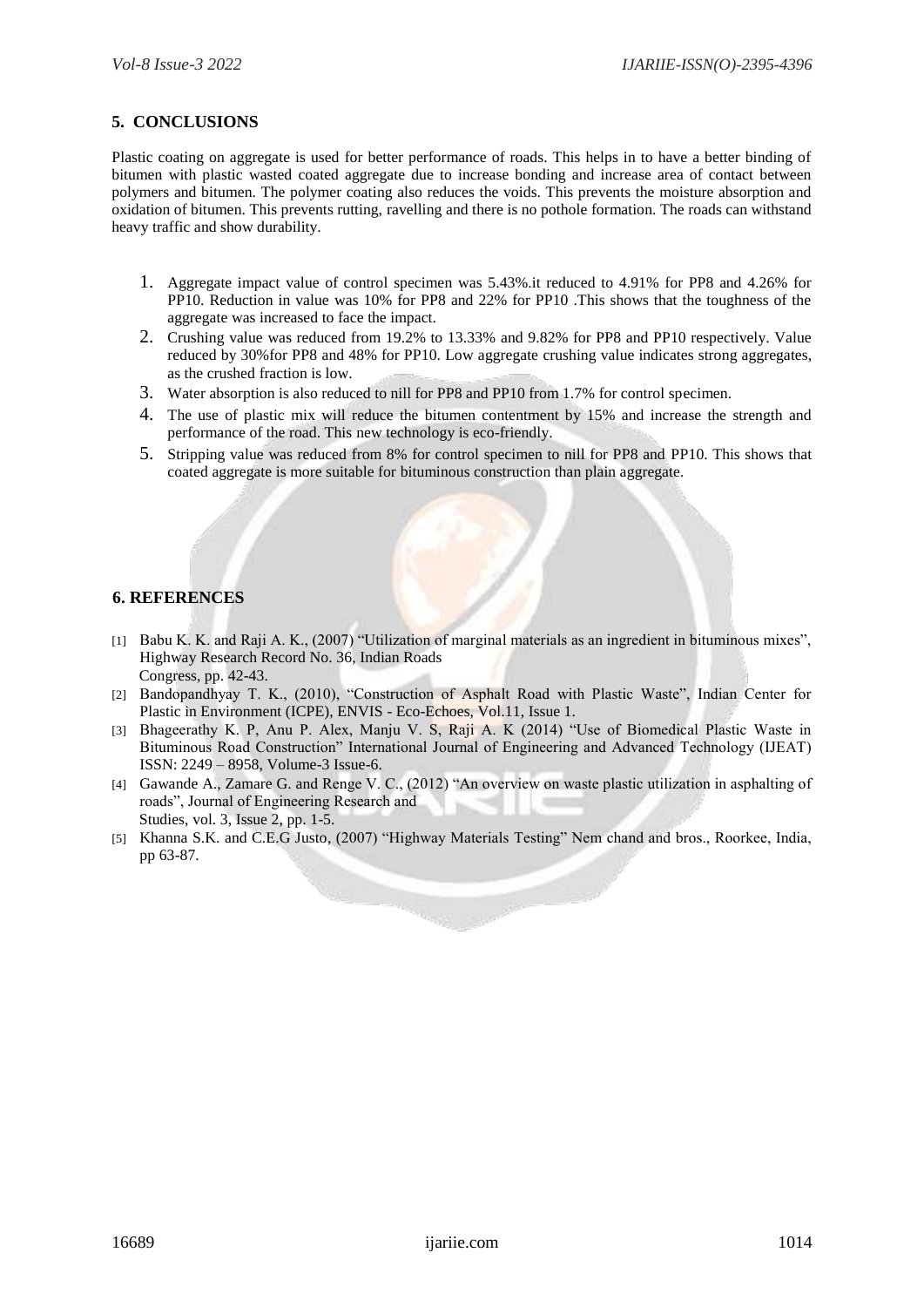## 5. CONCLUSIONS

Plastic coating on aggregate is used for better performance of roads. This helps in to have a better binding of bitumen with plastic wasted coated aggregate due to increase bonding and increase area of contact between polymers and bitumen. The polymer coating also reduces the voids. This prevents the moisture absorption and oxidation of bitumen. This prevents rutting, ravelling and there is no pothole formation. The roads can withstand heavy traffic and show durability.

1. Aggregate impact value of control specimen was 5.43%.it reduced to 4.91% for PP8 and 4.26% for PP10. Reduction in value was 10% for PP8 and 22% for PP10 .This shows that the toughness of the aggregate was increased to face the impact.
2. Crushing value was reduced from 19.2% to 13.33% and 9.82% for PP8 and PP10 respectively. Value reduced by 30%for PP8 and 48% for PP10. Low aggregate crushing value indicates strong aggregates, as the crushed fraction is low.
3. Water absorption is also reduced to nill for PP8 and PP10 from 1.7% for control specimen.
4. The use of plastic mix will reduce the bitumen contentment by 15% and increase the strength and performance of the road. This new technology is eco-friendly.
5. Stripping value was reduced from 8% for control specimen to nill for PP8 and PP10. This shows that coated aggregate is more suitable for bituminous construction than plain aggregate.

## 6. REFERENCES

[1] Babu K. K. and Raji A. K., (2007) "Utilization of marginal materials as an ingredient in bituminous mixes", Highway Research Record No. 36, Indian Roads Congress, pp. 42-43.

[2] Bandopandhyay T. K., (2010), "Construction of Asphalt Road with Plastic Waste", Indian Center for Plastic in Environment (ICPE), ENVIS - Eco-Echoes, Vol.11, Issue 1.

[3] Bhageerathy K. P, Anu P. Alex, Manju V. S, Raji A. K (2014) "Use of Biomedical Plastic Waste in Bituminous Road Construction" International Journal of Engineering and Advanced Technology (IJEAT) ISSN: 2249 – 8958, Volume-3 Issue-6.

[4] Gawande A., Zamare G. and Renge V. C., (2012) "An overview on waste plastic utilization in asphalting of roads", Journal of Engineering Research and Studies, vol. 3, Issue 2, pp. 1-5.

[5] Khanna S.K. and C.E.G Justo, (2007) "Highway Materials Testing" Nem chand and bros., Roorkee, India, pp 63-87.